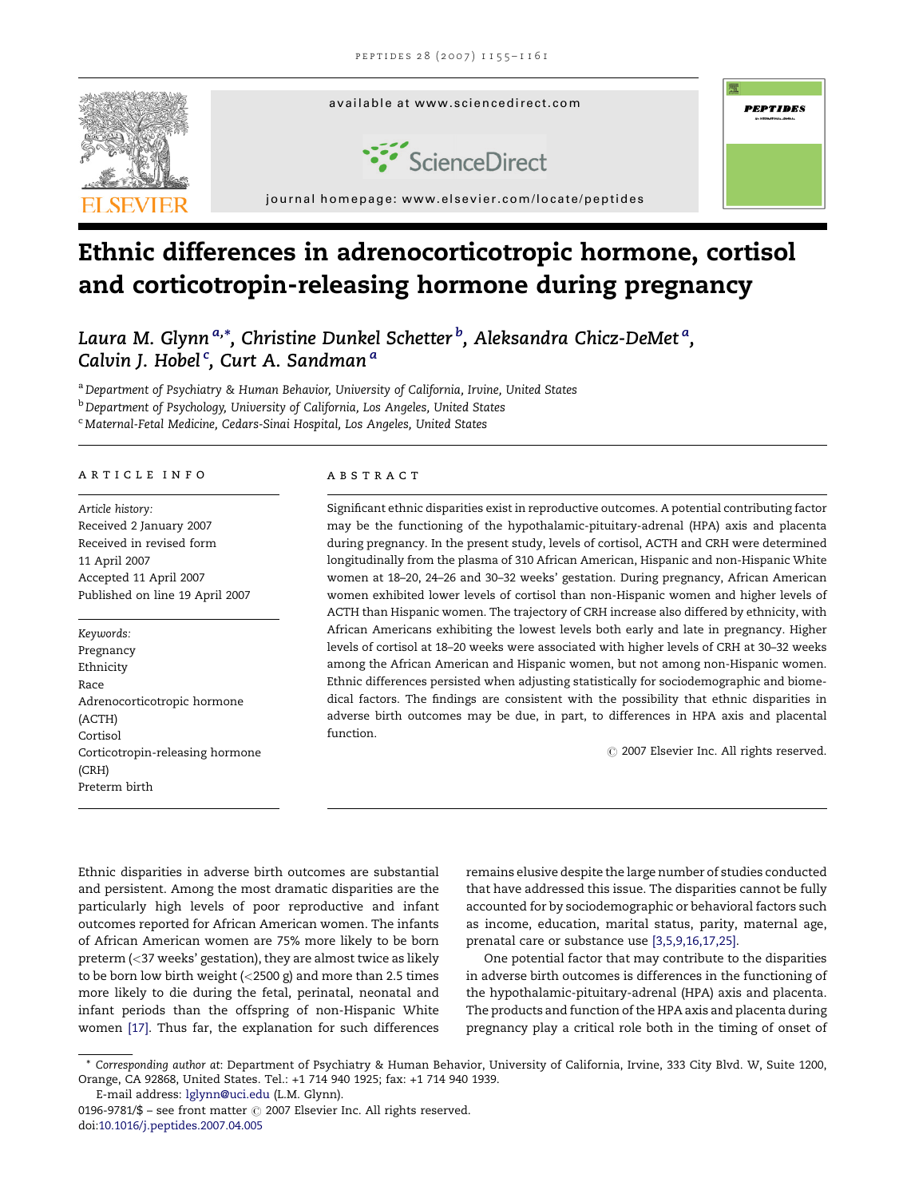# Ethnic differences in adrenocorticotropic hormone, cortisol and corticotropin-releasing hormone during pregnancy

*Laura M. Glynn* [a,*], *Christine Dunkel Schetter* [b], *Aleksandra Chicz-DeMet* [a], *Calvin J. Hobel* [c], *Curt A. Sandman* [a]

[a] *Department of Psychiatry & Human Behavior, University of California, Irvine, United States*
[b] *Department of Psychology, University of California, Los Angeles, United States*
[c] *Maternal-Fetal Medicine, Cedars-Sinai Hospital, Los Angeles, United States*

## ARTICLE INFO

*Article history:*
Received 2 January 2007
Received in revised form 11 April 2007
Accepted 11 April 2007
Published on line 19 April 2007

*Keywords:*
Pregnancy
Ethnicity
Race
Adrenocorticotropic hormone (ACTH)
Cortisol
Corticotropin-releasing hormone (CRH)
Preterm birth

## ABSTRACT

Significant ethnic disparities exist in reproductive outcomes. A potential contributing factor may be the functioning of the hypothalamic-pituitary-adrenal (HPA) axis and placenta during pregnancy. In the present study, levels of cortisol, ACTH and CRH were determined longitudinally from the plasma of 310 African American, Hispanic and non-Hispanic White women at 18–20, 24–26 and 30–32 weeks' gestation. During pregnancy, African American women exhibited lower levels of cortisol than non-Hispanic women and higher levels of ACTH than Hispanic women. The trajectory of CRH increase also differed by ethnicity, with African Americans exhibiting the lowest levels both early and late in pregnancy. Higher levels of cortisol at 18–20 weeks were associated with higher levels of CRH at 30–32 weeks among the African American and Hispanic women, but not among non-Hispanic women. Ethnic differences persisted when adjusting statistically for sociodemographic and biomedical factors. The findings are consistent with the possibility that ethnic disparities in adverse birth outcomes may be due, in part, to differences in HPA axis and placental function.

© 2007 Elsevier Inc. All rights reserved.

Ethnic disparities in adverse birth outcomes are substantial and persistent. Among the most dramatic disparities are the particularly high levels of poor reproductive and infant outcomes reported for African American women. The infants of African American women are 75% more likely to be born preterm (<37 weeks' gestation), they are almost twice as likely to be born low birth weight (<2500 g) and more than 2.5 times more likely to die during the fetal, perinatal, neonatal and infant periods than the offspring of non-Hispanic White women [17]. Thus far, the explanation for such differences remains elusive despite the large number of studies conducted that have addressed this issue. The disparities cannot be fully accounted for by sociodemographic or behavioral factors such as income, education, marital status, parity, maternal age, prenatal care or substance use [3,5,9,16,17,25].

One potential factor that may contribute to the disparities in adverse birth outcomes is differences in the functioning of the hypothalamic-pituitary-adrenal (HPA) axis and placenta. The products and function of the HPA axis and placenta during pregnancy play a critical role both in the timing of onset of

\* *Corresponding author at*: Department of Psychiatry & Human Behavior, University of California, Irvine, 333 City Blvd. W, Suite 1200, Orange, CA 92868, United States. Tel.: +1 714 940 1925; fax: +1 714 940 1939.
E-mail address: lglynn@uci.edu (L.M. Glynn).
0196-9781/$ – see front matter © 2007 Elsevier Inc. All rights reserved.
doi:10.1016/j.peptides.2007.04.005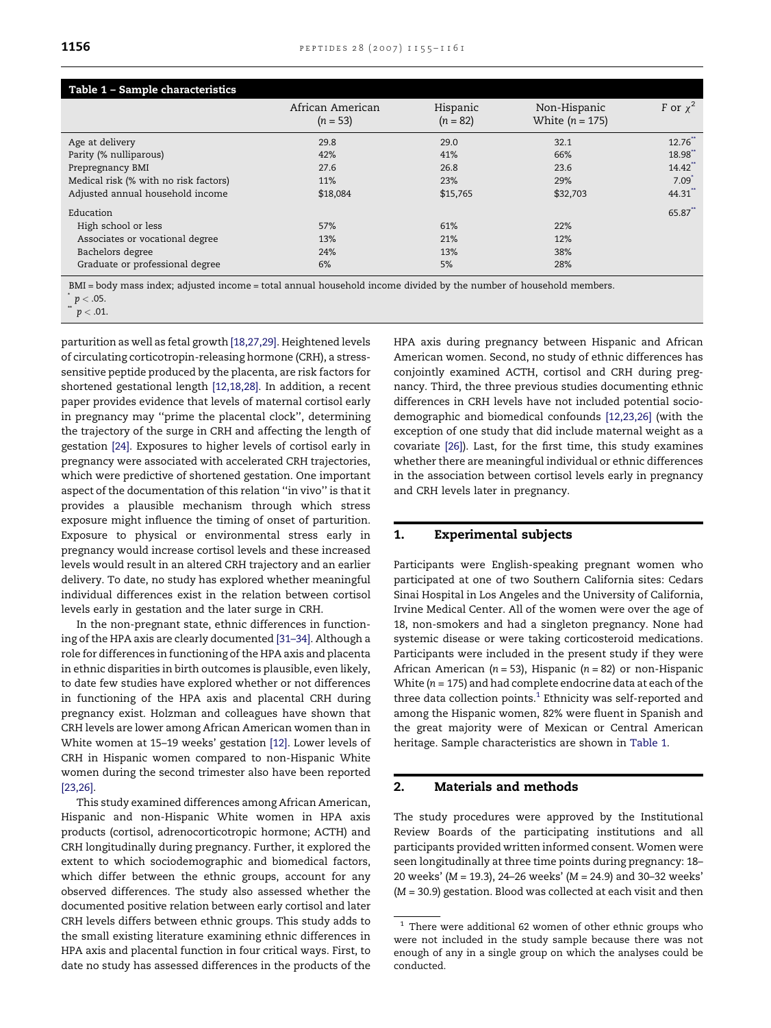**Table 1 – Sample characteristics**

| | African American ($n = 53$) | Hispanic ($n = 82$) | Non-Hispanic White ($n = 175$) | $F$ or $\chi^2$ |
|---|---|---|---|---|
| Age at delivery | 29.8 | 29.0 | 32.1 | 12.76** |
| Parity (% nulliparous) | 42% | 41% | 66% | 18.98** |
| Prepregnancy BMI | 27.6 | 26.8 | 23.6 | 14.42** |
| Medical risk (% with no risk factors) | 11% | 23% | 29% | 7.09* |
| Adjusted annual household income | $18,084 | $15,765 | $32,703 | 44.31** |
| Education | | | | 65.87** |
| High school or less | 57% | 61% | 22% | |
| Associates or vocational degree | 13% | 21% | 12% | |
| Bachelors degree | 24% | 13% | 38% | |
| Graduate or professional degree | 6% | 5% | 28% | |

BMI = body mass index; adjusted income = total annual household income divided by the number of household members.

* $p < .05$.

** $p < .01$.

parturition as well as fetal growth [18,27,29]. Heightened levels of circulating corticotropin-releasing hormone (CRH), a stress-sensitive peptide produced by the placenta, are risk factors for shortened gestational length [12,18,28]. In addition, a recent paper provides evidence that levels of maternal cortisol early in pregnancy may ''prime the placental clock'', determining the trajectory of the surge in CRH and affecting the length of gestation [24]. Exposures to higher levels of cortisol early in pregnancy were associated with accelerated CRH trajectories, which were predictive of shortened gestation. One important aspect of the documentation of this relation ''in vivo'' is that it provides a plausible mechanism through which stress exposure might influence the timing of onset of parturition. Exposure to physical or environmental stress early in pregnancy would increase cortisol levels and these increased levels would result in an altered CRH trajectory and an earlier delivery. To date, no study has explored whether meaningful individual differences exist in the relation between cortisol levels early in gestation and the later surge in CRH.

In the non-pregnant state, ethnic differences in functioning of the HPA axis are clearly documented [31–34]. Although a role for differences in functioning of the HPA axis and placenta in ethnic disparities in birth outcomes is plausible, even likely, to date few studies have explored whether or not differences in functioning of the HPA axis and placental CRH during pregnancy exist. Holzman and colleagues have shown that CRH levels are lower among African American women than in White women at 15–19 weeks' gestation [12]. Lower levels of CRH in Hispanic women compared to non-Hispanic White women during the second trimester also have been reported [23,26].

This study examined differences among African American, Hispanic and non-Hispanic White women in HPA axis products (cortisol, adrenocorticotropic hormone; ACTH) and CRH longitudinally during pregnancy. Further, it explored the extent to which sociodemographic and biomedical factors, which differ between the ethnic groups, account for any observed differences. The study also assessed whether the documented positive relation between early cortisol and later CRH levels differs between ethnic groups. This study adds to the small existing literature examining ethnic differences in HPA axis and placental function in four critical ways. First, to date no study has assessed differences in the products of the HPA axis during pregnancy between Hispanic and African American women. Second, no study of ethnic differences has conjointly examined ACTH, cortisol and CRH during pregnancy. Third, the three previous studies documenting ethnic differences in CRH levels have not included potential sociodemographic and biomedical confounds [12,23,26] (with the exception of one study that did include maternal weight as a covariate [26]). Last, for the first time, this study examines whether there are meaningful individual or ethnic differences in the association between cortisol levels early in pregnancy and CRH levels later in pregnancy.

## 1. Experimental subjects

Participants were English-speaking pregnant women who participated at one of two Southern California sites: Cedars Sinai Hospital in Los Angeles and the University of California, Irvine Medical Center. All of the women were over the age of 18, non-smokers and had a singleton pregnancy. None had systemic disease or were taking corticosteroid medications. Participants were included in the present study if they were African American ($n = 53$), Hispanic ($n = 82$) or non-Hispanic White ($n = 175$) and had complete endocrine data at each of the three data collection points.[1] Ethnicity was self-reported and among the Hispanic women, 82% were fluent in Spanish and the great majority were of Mexican or Central American heritage. Sample characteristics are shown in Table 1.

## 2. Materials and methods

The study procedures were approved by the Institutional Review Boards of the participating institutions and all participants provided written informed consent. Women were seen longitudinally at three time points during pregnancy: 18–20 weeks' ($M = 19.3$), 24–26 weeks' ($M = 24.9$) and 30–32 weeks' ($M = 30.9$) gestation. Blood was collected at each visit and then

[1] There were additional 62 women of other ethnic groups who were not included in the study sample because there was not enough of any in a single group on which the analyses could be conducted.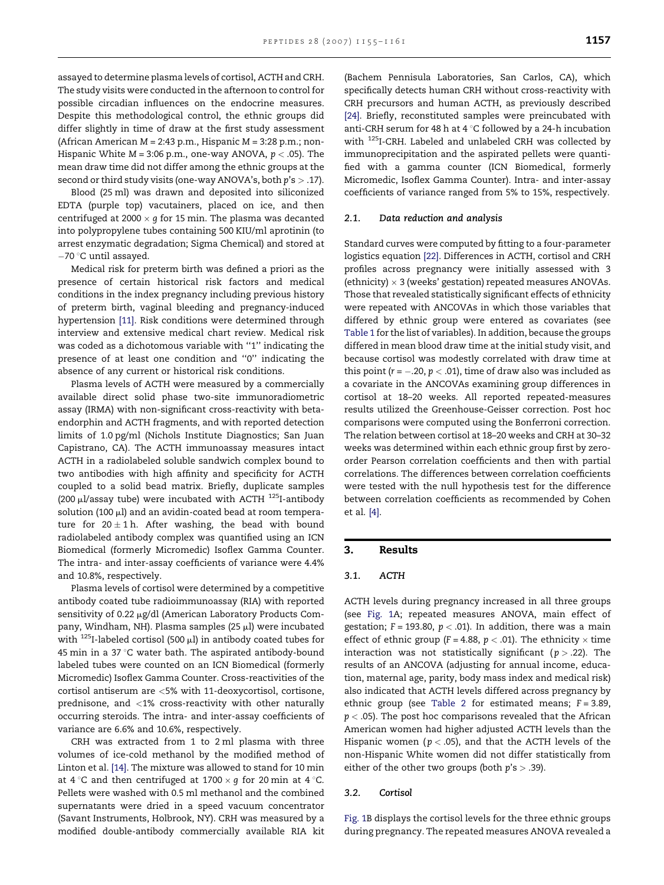assayed to determine plasma levels of cortisol, ACTH and CRH. The study visits were conducted in the afternoon to control for possible circadian influences on the endocrine measures. Despite this methodological control, the ethnic groups did differ slightly in time of draw at the first study assessment (African American $M$ = 2:43 p.m., Hispanic $M$ = 3:28 p.m.; non-Hispanic White $M$ = 3:06 p.m., one-way ANOVA, $p < .05$). The mean draw time did not differ among the ethnic groups at the second or third study visits (one-way ANOVA's, both $p$'s $> .17$).

Blood (25 ml) was drawn and deposited into siliconized EDTA (purple top) vacutainers, placed on ice, and then centrifuged at 2000 × $g$ for 15 min. The plasma was decanted into polypropylene tubes containing 500 KIU/ml aprotinin (to arrest enzymatic degradation; Sigma Chemical) and stored at −70 °C until assayed.

Medical risk for preterm birth was defined a priori as the presence of certain historical risk factors and medical conditions in the index pregnancy including previous history of preterm birth, vaginal bleeding and pregnancy-induced hypertension [11]. Risk conditions were determined through interview and extensive medical chart review. Medical risk was coded as a dichotomous variable with ''1'' indicating the presence of at least one condition and ''0'' indicating the absence of any current or historical risk conditions.

Plasma levels of ACTH were measured by a commercially available direct solid phase two-site immunoradiometric assay (IRMA) with non-significant cross-reactivity with beta-endorphin and ACTH fragments, and with reported detection limits of 1.0 pg/ml (Nichols Institute Diagnostics; San Juan Capistrano, CA). The ACTH immunoassay measures intact ACTH in a radiolabeled soluble sandwich complex bound to two antibodies with high affinity and specificity for ACTH coupled to a solid bead matrix. Briefly, duplicate samples (200 μl/assay tube) were incubated with ACTH $^{125}$I-antibody solution (100 μl) and an avidin-coated bead at room temperature for 20 ± 1 h. After washing, the bead with bound radiolabeled antibody complex was quantified using an ICN Biomedical (formerly Micromedic) Isoflex Gamma Counter. The intra- and inter-assay coefficients of variance were 4.4% and 10.8%, respectively.

Plasma levels of cortisol were determined by a competitive antibody coated tube radioimmunoassay (RIA) with reported sensitivity of 0.22 μg/dl (American Laboratory Products Company, Windham, NH). Plasma samples (25 μl) were incubated with $^{125}$I-labeled cortisol (500 μl) in antibody coated tubes for 45 min in a 37 °C water bath. The aspirated antibody-bound labeled tubes were counted on an ICN Biomedical (formerly Micromedic) Isoflex Gamma Counter. Cross-reactivities of the cortisol antiserum are <5% with 11-deoxycortisol, cortisone, prednisone, and <1% cross-reactivity with other naturally occurring steroids. The intra- and inter-assay coefficients of variance are 6.6% and 10.6%, respectively.

CRH was extracted from 1 to 2 ml plasma with three volumes of ice-cold methanol by the modified method of Linton et al. [14]. The mixture was allowed to stand for 10 min at 4 °C and then centrifuged at 1700 × $g$ for 20 min at 4 °C. Pellets were washed with 0.5 ml methanol and the combined supernatants were dried in a speed vacuum concentrator (Savant Instruments, Holbrook, NY). CRH was measured by a modified double-antibody commercially available RIA kit (Bachem Pennisula Laboratories, San Carlos, CA), which specifically detects human CRH without cross-reactivity with CRH precursors and human ACTH, as previously described [24]. Briefly, reconstituted samples were preincubated with anti-CRH serum for 48 h at 4 °C followed by a 24-h incubation with $^{125}$I-CRH. Labeled and unlabeled CRH was collected by immunoprecipitation and the aspirated pellets were quantified with a gamma counter (ICN Biomedical, formerly Micromedic, Isoflex Gamma Counter). Intra- and inter-assay coefficients of variance ranged from 5% to 15%, respectively.

### 2.1. Data reduction and analysis

Standard curves were computed by fitting to a four-parameter logistics equation [22]. Differences in ACTH, cortisol and CRH profiles across pregnancy were initially assessed with 3 (ethnicity) × 3 (weeks' gestation) repeated measures ANOVAs. Those that revealed statistically significant effects of ethnicity were repeated with ANCOVAs in which those variables that differed by ethnic group were entered as covariates (see Table 1 for the list of variables). In addition, because the groups differed in mean blood draw time at the initial study visit, and because cortisol was modestly correlated with draw time at this point ($r = -.20$, $p < .01$), time of draw also was included as a covariate in the ANCOVAs examining group differences in cortisol at 18–20 weeks. All reported repeated-measures results utilized the Greenhouse-Geisser correction. Post hoc comparisons were computed using the Bonferroni correction. The relation between cortisol at 18–20 weeks and CRH at 30–32 weeks was determined within each ethnic group first by zero-order Pearson correlation coefficients and then with partial correlations. The differences between correlation coefficients were tested with the null hypothesis test for the difference between correlation coefficients as recommended by Cohen et al. [4].

## 3. Results

### 3.1. ACTH

ACTH levels during pregnancy increased in all three groups (see Fig. 1A; repeated measures ANOVA, main effect of gestation; $F = 193.80$, $p < .01$). In addition, there was a main effect of ethnic group ($F = 4.88$, $p < .01$). The ethnicity × time interaction was not statistically significant ($p > .22$). The results of an ANCOVA (adjusting for annual income, education, maternal age, parity, body mass index and medical risk) also indicated that ACTH levels differed across pregnancy by ethnic group (see Table 2 for estimated means; $F = 3.89$, $p < .05$). The post hoc comparisons revealed that the African American women had higher adjusted ACTH levels than the Hispanic women ($p < .05$), and that the ACTH levels of the non-Hispanic White women did not differ statistically from either of the other two groups (both $p$'s $> .39$).

### 3.2. Cortisol

Fig. 1B displays the cortisol levels for the three ethnic groups during pregnancy. The repeated measures ANOVA revealed a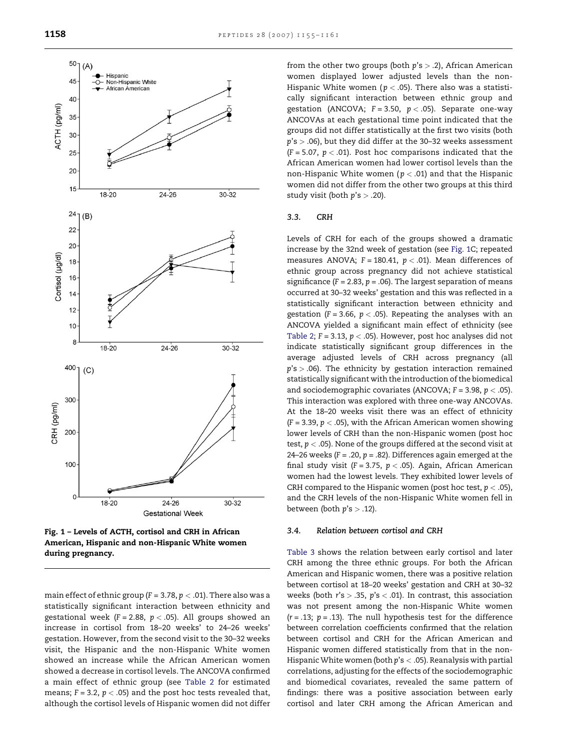Fig. 1 – Levels of ACTH, cortisol and CRH in African American, Hispanic and non-Hispanic White women during pregnancy.

main effect of ethnic group ($F = 3.78$, $p < .01$). There also was a statistically significant interaction between ethnicity and gestational week ($F = 2.88$, $p < .05$). All groups showed an increase in cortisol from 18–20 weeks' to 24–26 weeks' gestation. However, from the second visit to the 30–32 weeks visit, the Hispanic and the non-Hispanic White women showed an increase while the African American women showed a decrease in cortisol levels. The ANCOVA confirmed a main effect of ethnic group (see Table 2 for estimated means; $F = 3.2$, $p < .05$) and the post hoc tests revealed that, although the cortisol levels of Hispanic women did not differ from the other two groups (both $p$'s $> .2$), African American women displayed lower adjusted levels than the non-Hispanic White women ($p < .05$). There also was a statistically significant interaction between ethnic group and gestation (ANCOVA; $F = 3.50$, $p < .05$). Separate one-way ANCOVAs at each gestational time point indicated that the groups did not differ statistically at the first two visits (both $p$'s $> .06$), but they did differ at the 30–32 weeks assessment ($F = 5.07$, $p < .01$). Post hoc comparisons indicated that the African American women had lower cortisol levels than the non-Hispanic White women ($p < .01$) and that the Hispanic women did not differ from the other two groups at this third study visit (both $p$'s $> .20$).

### 3.3. CRH

Levels of CRH for each of the groups showed a dramatic increase by the 32nd week of gestation (see Fig. 1C; repeated measures ANOVA; $F = 180.41$, $p < .01$). Mean differences of ethnic group across pregnancy did not achieve statistical significance ($F = 2.83$, $p = .06$). The largest separation of means occurred at 30–32 weeks' gestation and this was reflected in a statistically significant interaction between ethnicity and gestation ($F = 3.66$, $p < .05$). Repeating the analyses with an ANCOVA yielded a significant main effect of ethnicity (see Table 2; $F = 3.13$, $p < .05$). However, post hoc analyses did not indicate statistically significant group differences in the average adjusted levels of CRH across pregnancy (all $p$'s $> .06$). The ethnicity by gestation interaction remained statistically significant with the introduction of the biomedical and sociodemographic covariates (ANCOVA; $F = 3.98$, $p < .05$). This interaction was explored with three one-way ANCOVAs. At the 18–20 weeks visit there was an effect of ethnicity ($F = 3.39$, $p < .05$), with the African American women showing lower levels of CRH than the non-Hispanic women (post hoc test, $p < .05$). None of the groups differed at the second visit at 24–26 weeks ($F = .20$, $p = .82$). Differences again emerged at the final study visit ($F = 3.75$, $p < .05$). Again, African American women had the lowest levels. They exhibited lower levels of CRH compared to the Hispanic women (post hoc test, $p < .05$), and the CRH levels of the non-Hispanic White women fell in between (both $p$'s $> .12$).

### 3.4. Relation between cortisol and CRH

Table 3 shows the relation between early cortisol and later CRH among the three ethnic groups. For both the African American and Hispanic women, there was a positive relation between cortisol at 18–20 weeks' gestation and CRH at 30–32 weeks (both $r$'s $> .35$, $p$'s $< .01$). In contrast, this association was not present among the non-Hispanic White women ($r = .13$; $p = .13$). The null hypothesis test for the difference between correlation coefficients confirmed that the relation between cortisol and CRH for the African American and Hispanic women differed statistically from that in the non-Hispanic White women (both $p$'s $< .05$). Reanalysis with partial correlations, adjusting for the effects of the sociodemographic and biomedical covariates, revealed the same pattern of findings: there was a positive association between early cortisol and later CRH among the African American and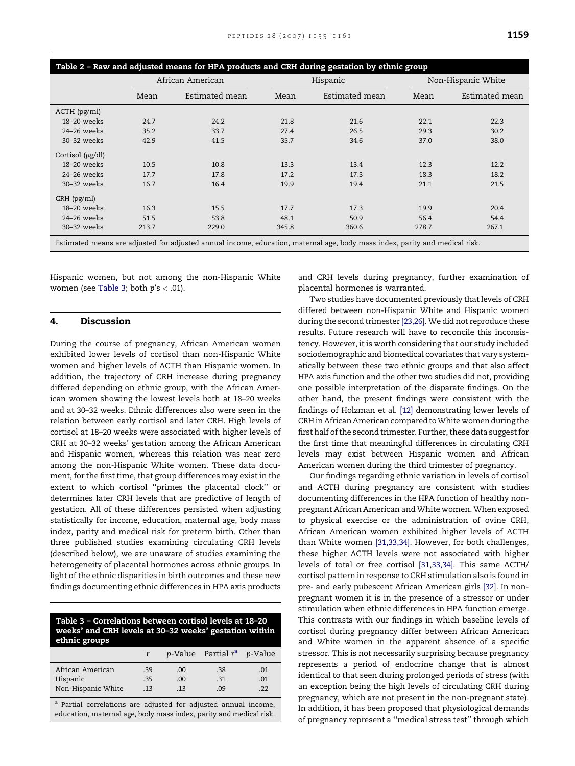**Table 2 – Raw and adjusted means for HPA products and CRH during gestation by ethnic group**

| | African American | | Hispanic | | Non-Hispanic White | |
|---|---|---|---|---|---|---|
| | Mean | Estimated mean | Mean | Estimated mean | Mean | Estimated mean |
| ACTH (pg/ml) | | | | | | |
| 18–20 weeks | 24.7 | 24.2 | 21.8 | 21.6 | 22.1 | 22.3 |
| 24–26 weeks | 35.2 | 33.7 | 27.4 | 26.5 | 29.3 | 30.2 |
| 30–32 weeks | 42.9 | 41.5 | 35.7 | 34.6 | 37.0 | 38.0 |
| Cortisol (μg/dl) | | | | | | |
| 18–20 weeks | 10.5 | 10.8 | 13.3 | 13.4 | 12.3 | 12.2 |
| 24–26 weeks | 17.7 | 17.8 | 17.2 | 17.3 | 18.3 | 18.2 |
| 30–32 weeks | 16.7 | 16.4 | 19.9 | 19.4 | 21.1 | 21.5 |
| CRH (pg/ml) | | | | | | |
| 18–20 weeks | 16.3 | 15.5 | 17.7 | 17.3 | 19.9 | 20.4 |
| 24–26 weeks | 51.5 | 53.8 | 48.1 | 50.9 | 56.4 | 54.4 |
| 30–32 weeks | 213.7 | 229.0 | 345.8 | 360.6 | 278.7 | 267.1 |

Estimated means are adjusted for adjusted annual income, education, maternal age, body mass index, parity and medical risk.

Hispanic women, but not among the non-Hispanic White women (see Table 3; both $p$'s $< .01$).

## 4. Discussion

During the course of pregnancy, African American women exhibited lower levels of cortisol than non-Hispanic White women and higher levels of ACTH than Hispanic women. In addition, the trajectory of CRH increase during pregnancy differed depending on ethnic group, with the African American women showing the lowest levels both at 18–20 weeks and at 30–32 weeks. Ethnic differences also were seen in the relation between early cortisol and later CRH. High levels of cortisol at 18–20 weeks were associated with higher levels of CRH at 30–32 weeks' gestation among the African American and Hispanic women, whereas this relation was near zero among the non-Hispanic White women. These data document, for the first time, that group differences may exist in the extent to which cortisol "primes the placental clock" or determines later CRH levels that are predictive of length of gestation. All of these differences persisted when adjusting statistically for income, education, maternal age, body mass index, parity and medical risk for preterm birth. Other than three published studies examining circulating CRH levels (described below), we are unaware of studies examining the heterogeneity of placental hormones across ethnic groups. In light of the ethnic disparities in birth outcomes and these new findings documenting ethnic differences in HPA axis products and CRH levels during pregnancy, further examination of placental hormones is warranted.

**Table 3 – Correlations between cortisol levels at 18–20 weeks' and CRH levels at 30–32 weeks' gestation within ethnic groups**

| | $r$ | $p$-Value | Partial $r$[a] | $p$-Value |
|---|---|---|---|---|
| African American | .39 | .00 | .38 | .01 |
| Hispanic | .35 | .00 | .31 | .01 |
| Non-Hispanic White | .13 | .13 | .09 | .22 |

[a] Partial correlations are adjusted for adjusted annual income, education, maternal age, body mass index, parity and medical risk.

Two studies have documented previously that levels of CRH differed between non-Hispanic White and Hispanic women during the second trimester [23,26]. We did not reproduce these results. Future research will have to reconcile this inconsistency. However, it is worth considering that our study included sociodemographic and biomedical covariates that vary systematically between these two ethnic groups and that also affect HPA axis function and the other two studies did not, providing one possible interpretation of the disparate findings. On the other hand, the present findings were consistent with the findings of Holzman et al. [12] demonstrating lower levels of CRH in African American compared to White women during the first half of the second trimester. Further, these data suggest for the first time that meaningful differences in circulating CRH levels may exist between Hispanic women and African American women during the third trimester of pregnancy.

Our findings regarding ethnic variation in levels of cortisol and ACTH during pregnancy are consistent with studies documenting differences in the HPA function of healthy non-pregnant African American and White women. When exposed to physical exercise or the administration of ovine CRH, African American women exhibited higher levels of ACTH than White women [31,33,34]. However, for both challenges, these higher ACTH levels were not associated with higher levels of total or free cortisol [31,33,34]. This same ACTH/cortisol pattern in response to CRH stimulation also is found in pre- and early pubescent African American girls [32]. In non-pregnant women it is in the presence of a stressor or under stimulation when ethnic differences in HPA function emerge. This contrasts with our findings in which baseline levels of cortisol during pregnancy differ between African American and White women in the apparent absence of a specific stressor. This is not necessarily surprising because pregnancy represents a period of endocrine change that is almost identical to that seen during prolonged periods of stress (with an exception being the high levels of circulating CRH during pregnancy, which are not present in the non-pregnant state). In addition, it has been proposed that physiological demands of pregnancy represent a "medical stress test" through which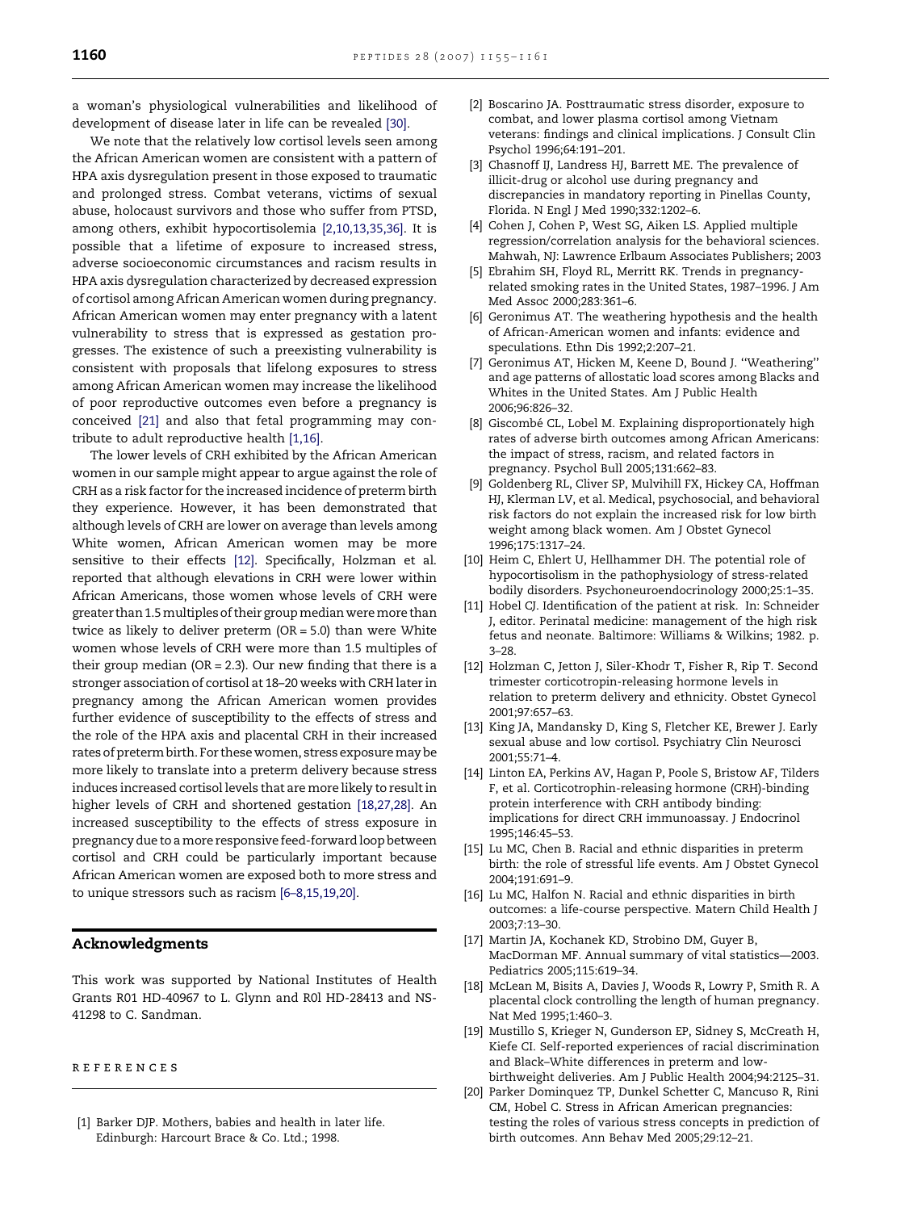a woman's physiological vulnerabilities and likelihood of development of disease later in life can be revealed [30].

We note that the relatively low cortisol levels seen among the African American women are consistent with a pattern of HPA axis dysregulation present in those exposed to traumatic and prolonged stress. Combat veterans, victims of sexual abuse, holocaust survivors and those who suffer from PTSD, among others, exhibit hypocortisolemia [2,10,13,35,36]. It is possible that a lifetime of exposure to increased stress, adverse socioeconomic circumstances and racism results in HPA axis dysregulation characterized by decreased expression of cortisol among African American women during pregnancy. African American women may enter pregnancy with a latent vulnerability to stress that is expressed as gestation progresses. The existence of such a preexisting vulnerability is consistent with proposals that lifelong exposures to stress among African American women may increase the likelihood of poor reproductive outcomes even before a pregnancy is conceived [21] and also that fetal programming may contribute to adult reproductive health [1,16].

The lower levels of CRH exhibited by the African American women in our sample might appear to argue against the role of CRH as a risk factor for the increased incidence of preterm birth they experience. However, it has been demonstrated that although levels of CRH are lower on average than levels among White women, African American women may be more sensitive to their effects [12]. Specifically, Holzman et al. reported that although elevations in CRH were lower within African Americans, those women whose levels of CRH were greater than 1.5 multiples of their group median were more than twice as likely to deliver preterm (OR = 5.0) than were White women whose levels of CRH were more than 1.5 multiples of their group median (OR = 2.3). Our new finding that there is a stronger association of cortisol at 18–20 weeks with CRH later in pregnancy among the African American women provides further evidence of susceptibility to the effects of stress and the role of the HPA axis and placental CRH in their increased rates of preterm birth. For these women, stress exposure may be more likely to translate into a preterm delivery because stress induces increased cortisol levels that are more likely to result in higher levels of CRH and shortened gestation [18,27,28]. An increased susceptibility to the effects of stress exposure in pregnancy due to a more responsive feed-forward loop between cortisol and CRH could be particularly important because African American women are exposed both to more stress and to unique stressors such as racism [6–8,15,19,20].

## Acknowledgments

This work was supported by National Institutes of Health Grants R01 HD-40967 to L. Glynn and R0l HD-28413 and NS-41298 to C. Sandman.

## REFERENCES

[1] Barker DJP. Mothers, babies and health in later life. Edinburgh: Harcourt Brace & Co. Ltd.; 1998.

[2] Boscarino JA. Posttraumatic stress disorder, exposure to combat, and lower plasma cortisol among Vietnam veterans: findings and clinical implications. J Consult Clin Psychol 1996;64:191–201.

[3] Chasnoff IJ, Landress HJ, Barrett ME. The prevalence of illicit-drug or alcohol use during pregnancy and discrepancies in mandatory reporting in Pinellas County, Florida. N Engl J Med 1990;332:1202–6.

[4] Cohen J, Cohen P, West SG, Aiken LS. Applied multiple regression/correlation analysis for the behavioral sciences. Mahwah, NJ: Lawrence Erlbaum Associates Publishers; 2003

[5] Ebrahim SH, Floyd RL, Merritt RK. Trends in pregnancy-related smoking rates in the United States, 1987–1996. J Am Med Assoc 2000;283:361–6.

[6] Geronimus AT. The weathering hypothesis and the health of African-American women and infants: evidence and speculations. Ethn Dis 1992;2:207–21.

[7] Geronimus AT, Hicken M, Keene D, Bound J. ''Weathering'' and age patterns of allostatic load scores among Blacks and Whites in the United States. Am J Public Health 2006;96:826–32.

[8] Giscombé CL, Lobel M. Explaining disproportionately high rates of adverse birth outcomes among African Americans: the impact of stress, racism, and related factors in pregnancy. Psychol Bull 2005;131:662–83.

[9] Goldenberg RL, Cliver SP, Mulvihill FX, Hickey CA, Hoffman HJ, Klerman LV, et al. Medical, psychosocial, and behavioral risk factors do not explain the increased risk for low birth weight among black women. Am J Obstet Gynecol 1996;175:1317–24.

[10] Heim C, Ehlert U, Hellhammer DH. The potential role of hypocortisolism in the pathophysiology of stress-related bodily disorders. Psychoneuroendocrinology 2000;25:1–35.

[11] Hobel CJ. Identification of the patient at risk. In: Schneider J, editor. Perinatal medicine: management of the high risk fetus and neonate. Baltimore: Williams & Wilkins; 1982. p. 3–28.

[12] Holzman C, Jetton J, Siler-Khodr T, Fisher R, Rip T. Second trimester corticotropin-releasing hormone levels in relation to preterm delivery and ethnicity. Obstet Gynecol 2001;97:657–63.

[13] King JA, Mandansky D, King S, Fletcher KE, Brewer J. Early sexual abuse and low cortisol. Psychiatry Clin Neurosci 2001;55:71–4.

[14] Linton EA, Perkins AV, Hagan P, Poole S, Bristow AF, Tilders F, et al. Corticotrophin-releasing hormone (CRH)-binding protein interference with CRH antibody binding: implications for direct CRH immunoassay. J Endocrinol 1995;146:45–53.

[15] Lu MC, Chen B. Racial and ethnic disparities in preterm birth: the role of stressful life events. Am J Obstet Gynecol 2004;191:691–9.

[16] Lu MC, Halfon N. Racial and ethnic disparities in birth outcomes: a life-course perspective. Matern Child Health J 2003;7:13–30.

[17] Martin JA, Kochanek KD, Strobino DM, Guyer B, MacDorman MF. Annual summary of vital statistics—2003. Pediatrics 2005;115:619–34.

[18] McLean M, Bisits A, Davies J, Woods R, Lowry P, Smith R. A placental clock controlling the length of human pregnancy. Nat Med 1995;1:460–3.

[19] Mustillo S, Krieger N, Gunderson EP, Sidney S, McCreath H, Kiefe CI. Self-reported experiences of racial discrimination and Black–White differences in preterm and low-birthweight deliveries. Am J Public Health 2004;94:2125–31.

[20] Parker Dominquez TP, Dunkel Schetter C, Mancuso R, Rini CM, Hobel C. Stress in African American pregnancies: testing the roles of various stress concepts in prediction of birth outcomes. Ann Behav Med 2005;29:12–21.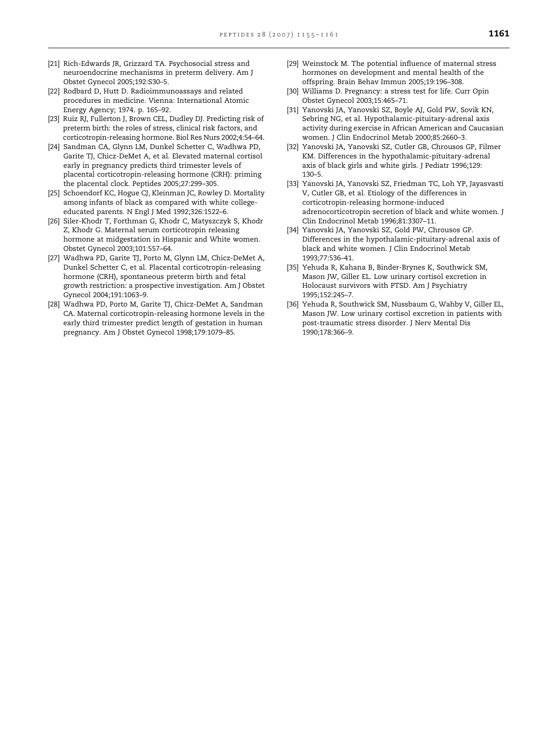[21] Rich-Edwards JR, Grizzard TA. Psychosocial stress and neuroendocrine mechanisms in preterm delivery. Am J Obstet Gynecol 2005;192:S30–5.

[22] Rodbard D, Hutt D. Radioimmunoassays and related procedures in medicine. Vienna: International Atomic Energy Agency; 1974. p. 165–92.

[23] Ruiz RJ, Fullerton J, Brown CEL, Dudley DJ. Predicting risk of preterm birth: the roles of stress, clinical risk factors, and corticotropin-releasing hormone. Biol Res Nurs 2002;4:54–64.

[24] Sandman CA, Glynn LM, Dunkel Schetter C, Wadhwa PD, Garite TJ, Chicz-DeMet A, et al. Elevated maternal cortisol early in pregnancy predicts third trimester levels of placental corticotropin-releasing hormone (CRH): priming the placental clock. Peptides 2005;27:299–305.

[25] Schoendorf KC, Hogue CJ, Kleinman JC, Rowley D. Mortality among infants of black as compared with white college-educated parents. N Engl J Med 1992;326:1522–6.

[26] Siler-Khodr T, Forthman G, Khodr C, Matyszczyk S, Khodr Z, Khodr G. Maternal serum corticotropin releasing hormone at midgestation in Hispanic and White women. Obstet Gynecol 2003;101:557–64.

[27] Wadhwa PD, Garite TJ, Porto M, Glynn LM, Chicz-DeMet A, Dunkel Schetter C, et al. Placental corticotropin-releasing hormone (CRH), spontaneous preterm birth and fetal growth restriction: a prospective investigation. Am J Obstet Gynecol 2004;191:1063–9.

[28] Wadhwa PD, Porto M, Garite TJ, Chicz-DeMet A, Sandman CA. Maternal corticotropin-releasing hormone levels in the early third trimester predict length of gestation in human pregnancy. Am J Obstet Gynecol 1998;179:1079–85.

[29] Weinstock M. The potential influence of maternal stress hormones on development and mental health of the offspring. Brain Behav Immun 2005;19:196–308.

[30] Williams D. Pregnancy: a stress test for life. Curr Opin Obstet Gynecol 2003;15:465–71.

[31] Yanovski JA, Yanovski SZ, Boyle AJ, Gold PW, Sovik KN, Sebring NG, et al. Hypothalamic-pituitary-adrenal axis activity during exercise in African American and Caucasian women. J Clin Endocrinol Metab 2000;85:2660–3.

[32] Yanovski JA, Yanovski SZ, Cutler GB, Chrousos GP, Filmer KM. Differences in the hypothalamic-pituitary-adrenal axis of black girls and white girls. J Pediatr 1996;129: 130–5.

[33] Yanovski JA, Yanovski SZ, Friedman TC, Loh YP, Jayasvasti V, Cutler GB, et al. Etiology of the differences in corticotropin-releasing hormone-induced adrenocorticotropin secretion of black and white women. J Clin Endocrinol Metab 1996;81:3307–11.

[34] Yanovski JA, Yanovski SZ, Gold PW, Chrousos GP. Differences in the hypothalamic-pituitary-adrenal axis of black and white women. J Clin Endocrinol Metab 1993;77:536–41.

[35] Yehuda R, Kahana B, Binder-Brynes K, Southwick SM, Mason JW, Giller EL. Low urinary cortisol excretion in Holocaust survivors with PTSD. Am J Psychiatry 1995;152:245–7.

[36] Yehuda R, Southwick SM, Nussbaum G, Wahby V, Giller EL, Mason JW. Low urinary cortisol excretion in patients with post-traumatic stress disorder. J Nerv Mental Dis 1990;178:366–9.